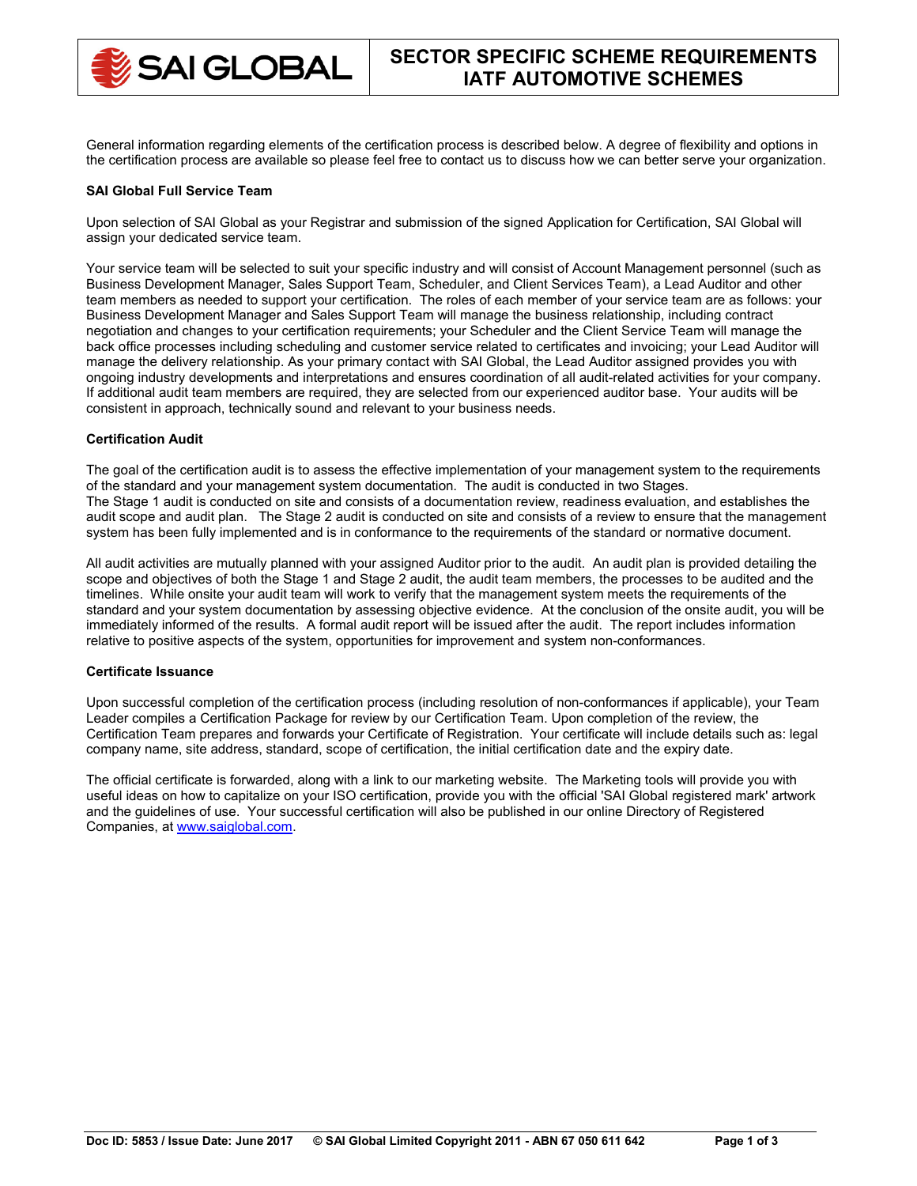# SECTOR SPECIFIC SCHEME REQUIREMENTS IATF AUTOMOTIVE SCHEMES

General information regarding elements of the certification process is described below. A degree of flexibility and options in the certification process are available so please feel free to contact us to discuss how we can better serve your organization.

**SAI Global Full Service Team**

Upon selection of SAI Global as your Registrar and submission of the signed Application for Certification, SAI Global will assign your dedicated service team.

Your service team will be selected to suit your specific industry and will consist of Account Management personnel (such as Business Development Manager, Sales Support Team, Scheduler, and Client Services Team), a Lead Auditor and other team members as needed to support your certification. The roles of each member of your service team are as follows: your Business Development Manager and Sales Support Team will manage the business relationship, including contract negotiation and changes to your certification requirements; your Scheduler and the Client Service Team will manage the back office processes including scheduling and customer service related to certificates and invoicing; your Lead Auditor will manage the delivery relationship. As your primary contact with SAI Global, the Lead Auditor assigned provides you with ongoing industry developments and interpretations and ensures coordination of all audit-related activities for your company. If additional audit team members are required, they are selected from our experienced auditor base. Your audits will be consistent in approach, technically sound and relevant to your business needs.

**Certification Audit**

The goal of the certification audit is to assess the effective implementation of your management system to the requirements of the standard and your management system documentation. The audit is conducted in two Stages.
The Stage 1 audit is conducted on site and consists of a documentation review, readiness evaluation, and establishes the audit scope and audit plan. The Stage 2 audit is conducted on site and consists of a review to ensure that the management system has been fully implemented and is in conformance to the requirements of the standard or normative document.

All audit activities are mutually planned with your assigned Auditor prior to the audit. An audit plan is provided detailing the scope and objectives of both the Stage 1 and Stage 2 audit, the audit team members, the processes to be audited and the timelines. While onsite your audit team will work to verify that the management system meets the requirements of the standard and your system documentation by assessing objective evidence. At the conclusion of the onsite audit, you will be immediately informed of the results. A formal audit report will be issued after the audit. The report includes information relative to positive aspects of the system, opportunities for improvement and system non-conformances.

**Certificate Issuance**

Upon successful completion of the certification process (including resolution of non-conformances if applicable), your Team Leader compiles a Certification Package for review by our Certification Team. Upon completion of the review, the Certification Team prepares and forwards your Certificate of Registration. Your certificate will include details such as: legal company name, site address, standard, scope of certification, the initial certification date and the expiry date.

The official certificate is forwarded, along with a link to our marketing website. The Marketing tools will provide you with useful ideas on how to capitalize on your ISO certification, provide you with the official 'SAI Global registered mark' artwork and the guidelines of use. Your successful certification will also be published in our online Directory of Registered Companies, at www.saiglobal.com.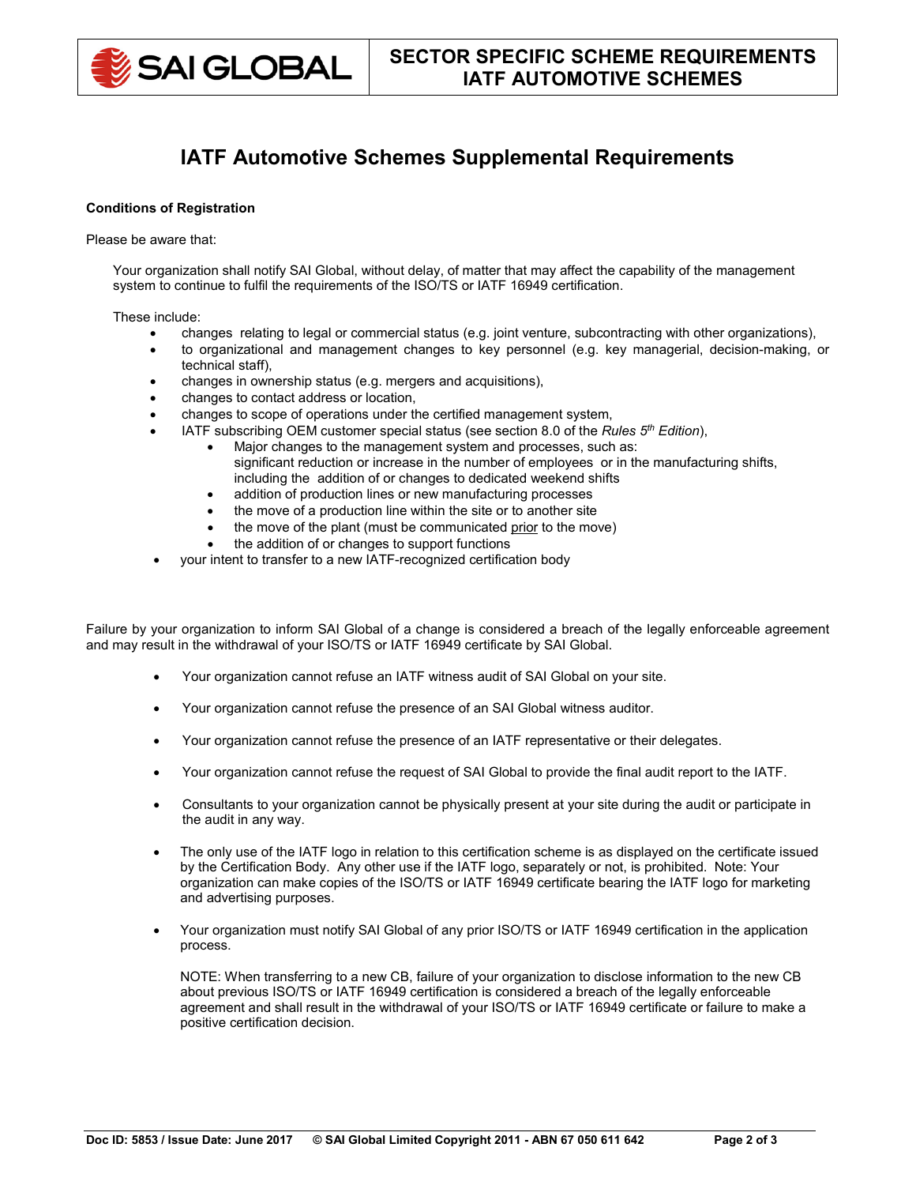# IATF Automotive Schemes Supplemental Requirements

**Conditions of Registration**

Please be aware that:

Your organization shall notify SAI Global, without delay, of matter that may affect the capability of the management system to continue to fulfil the requirements of the ISO/TS or IATF 16949 certification.

These include:

- changes relating to legal or commercial status (e.g. joint venture, subcontracting with other organizations),
- to organizational and management changes to key personnel (e.g. key managerial, decision-making, or technical staff),
- changes in ownership status (e.g. mergers and acquisitions),
- changes to contact address or location,
- changes to scope of operations under the certified management system,
- IATF subscribing OEM customer special status (see section 8.0 of the *Rules 5th Edition*),
    - Major changes to the management system and processes, such as: significant reduction or increase in the number of employees or in the manufacturing shifts, including the addition of or changes to dedicated weekend shifts
    - addition of production lines or new manufacturing processes
    - the move of a production line within the site or to another site
    - the move of the plant (must be communicated prior to the move)
    - the addition of or changes to support functions
- your intent to transfer to a new IATF-recognized certification body

Failure by your organization to inform SAI Global of a change is considered a breach of the legally enforceable agreement and may result in the withdrawal of your ISO/TS or IATF 16949 certificate by SAI Global.

- Your organization cannot refuse an IATF witness audit of SAI Global on your site.
- Your organization cannot refuse the presence of an SAI Global witness auditor.
- Your organization cannot refuse the presence of an IATF representative or their delegates.
- Your organization cannot refuse the request of SAI Global to provide the final audit report to the IATF.
- Consultants to your organization cannot be physically present at your site during the audit or participate in the audit in any way.
- The only use of the IATF logo in relation to this certification scheme is as displayed on the certificate issued by the Certification Body. Any other use if the IATF logo, separately or not, is prohibited. Note: Your organization can make copies of the ISO/TS or IATF 16949 certificate bearing the IATF logo for marketing and advertising purposes.
- Your organization must notify SAI Global of any prior ISO/TS or IATF 16949 certification in the application process.

  NOTE: When transferring to a new CB, failure of your organization to disclose information to the new CB about previous ISO/TS or IATF 16949 certification is considered a breach of the legally enforceable agreement and shall result in the withdrawal of your ISO/TS or IATF 16949 certificate or failure to make a positive certification decision.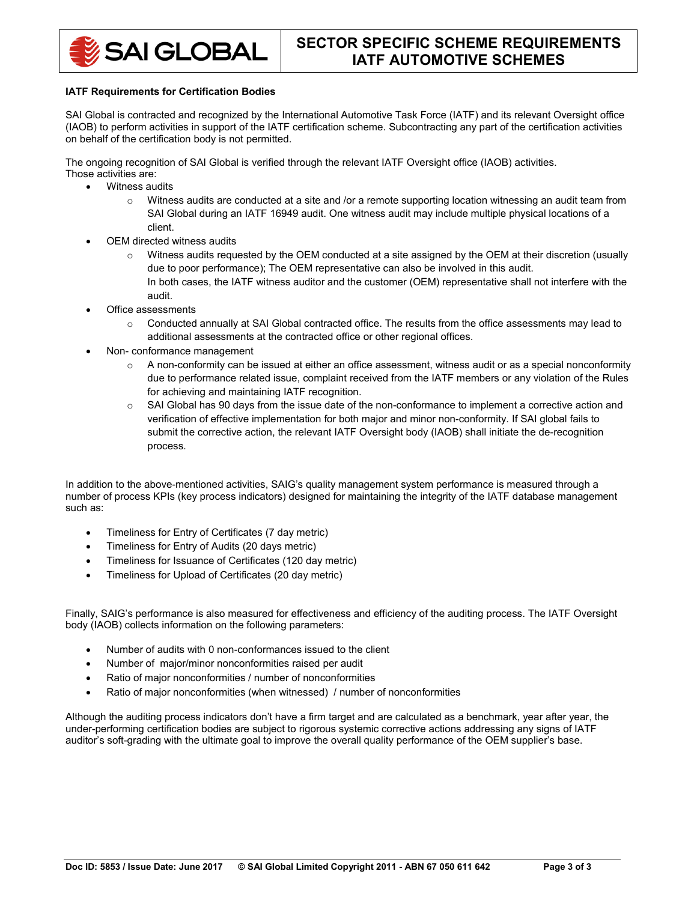**IATF Requirements for Certification Bodies**

SAI Global is contracted and recognized by the International Automotive Task Force (IATF) and its relevant Oversight office (IAOB) to perform activities in support of the IATF certification scheme. Subcontracting any part of the certification activities on behalf of the certification body is not permitted.

The ongoing recognition of SAI Global is verified through the relevant IATF Oversight office (IAOB) activities. Those activities are:

- Witness audits
  - Witness audits are conducted at a site and /or a remote supporting location witnessing an audit team from SAI Global during an IATF 16949 audit. One witness audit may include multiple physical locations of a client.
- OEM directed witness audits
  - Witness audits requested by the OEM conducted at a site assigned by the OEM at their discretion (usually due to poor performance); The OEM representative can also be involved in this audit. In both cases, the IATF witness auditor and the customer (OEM) representative shall not interfere with the audit.
- Office assessments
  - Conducted annually at SAI Global contracted office. The results from the office assessments may lead to additional assessments at the contracted office or other regional offices.
- Non- conformance management
  - A non-conformity can be issued at either an office assessment, witness audit or as a special nonconformity due to performance related issue, complaint received from the IATF members or any violation of the Rules for achieving and maintaining IATF recognition.
  - SAI Global has 90 days from the issue date of the non-conformance to implement a corrective action and verification of effective implementation for both major and minor non-conformity. If SAI global fails to submit the corrective action, the relevant IATF Oversight body (IAOB) shall initiate the de-recognition process.

In addition to the above-mentioned activities, SAIG's quality management system performance is measured through a number of process KPIs (key process indicators) designed for maintaining the integrity of the IATF database management such as:

- Timeliness for Entry of Certificates (7 day metric)
- Timeliness for Entry of Audits (20 days metric)
- Timeliness for Issuance of Certificates (120 day metric)
- Timeliness for Upload of Certificates (20 day metric)

Finally, SAIG's performance is also measured for effectiveness and efficiency of the auditing process. The IATF Oversight body (IAOB) collects information on the following parameters:

- Number of audits with 0 non-conformances issued to the client
- Number of major/minor nonconformities raised per audit
- Ratio of major nonconformities / number of nonconformities
- Ratio of major nonconformities (when witnessed) / number of nonconformities

Although the auditing process indicators don't have a firm target and are calculated as a benchmark, year after year, the under-performing certification bodies are subject to rigorous systemic corrective actions addressing any signs of IATF auditor's soft-grading with the ultimate goal to improve the overall quality performance of the OEM supplier's base.